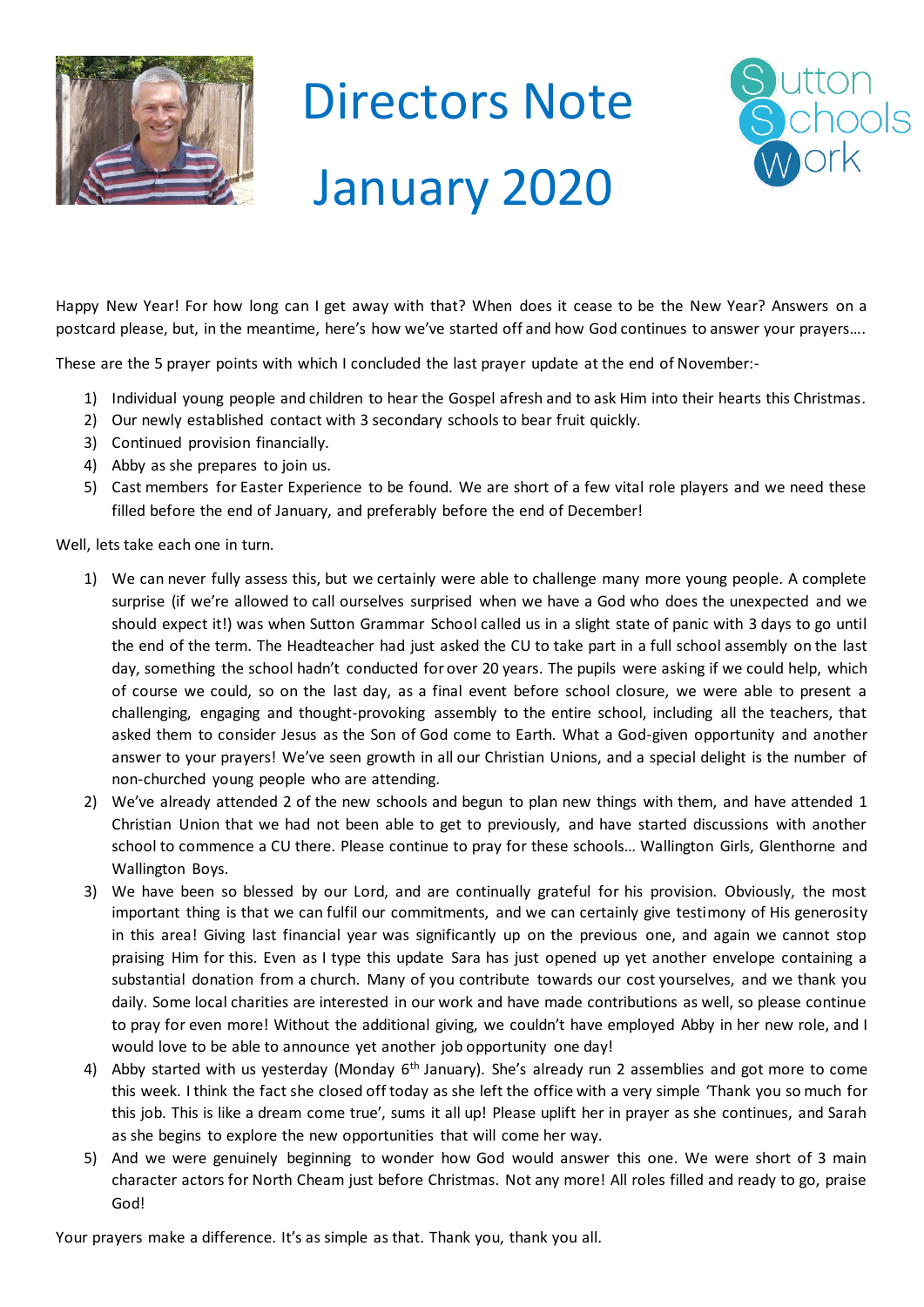# Directors Note

# January 2020

Happy New Year! For how long can I get away with that? When does it cease to be the New Year? Answers on a postcard please, but, in the meantime, here's how we've started off and how God continues to answer your prayers….

These are the 5 prayer points with which I concluded the last prayer update at the end of November:-

1) Individual young people and children to hear the Gospel afresh and to ask Him into their hearts this Christmas.
2) Our newly established contact with 3 secondary schools to bear fruit quickly.
3) Continued provision financially.
4) Abby as she prepares to join us.
5) Cast members for Easter Experience to be found. We are short of a few vital role players and we need these filled before the end of January, and preferably before the end of December!

Well, lets take each one in turn.

1) We can never fully assess this, but we certainly were able to challenge many more young people. A complete surprise (if we're allowed to call ourselves surprised when we have a God who does the unexpected and we should expect it!) was when Sutton Grammar School called us in a slight state of panic with 3 days to go until the end of the term. The Headteacher had just asked the CU to take part in a full school assembly on the last day, something the school hadn't conducted for over 20 years. The pupils were asking if we could help, which of course we could, so on the last day, as a final event before school closure, we were able to present a challenging, engaging and thought-provoking assembly to the entire school, including all the teachers, that asked them to consider Jesus as the Son of God come to Earth. What a God-given opportunity and another answer to your prayers! We've seen growth in all our Christian Unions, and a special delight is the number of non-churched young people who are attending.
2) We've already attended 2 of the new schools and begun to plan new things with them, and have attended 1 Christian Union that we had not been able to get to previously, and have started discussions with another school to commence a CU there. Please continue to pray for these schools… Wallington Girls, Glenthorne and Wallington Boys.
3) We have been so blessed by our Lord, and are continually grateful for his provision. Obviously, the most important thing is that we can fulfil our commitments, and we can certainly give testimony of His generosity in this area! Giving last financial year was significantly up on the previous one, and again we cannot stop praising Him for this. Even as I type this update Sara has just opened up yet another envelope containing a substantial donation from a church. Many of you contribute towards our cost yourselves, and we thank you daily. Some local charities are interested in our work and have made contributions as well, so please continue to pray for even more! Without the additional giving, we couldn't have employed Abby in her new role, and I would love to be able to announce yet another job opportunity one day!
4) Abby started with us yesterday (Monday 6th January). She's already run 2 assemblies and got more to come this week. I think the fact she closed off today as she left the office with a very simple 'Thank you so much for this job. This is like a dream come true', sums it all up! Please uplift her in prayer as she continues, and Sarah as she begins to explore the new opportunities that will come her way.
5) And we were genuinely beginning to wonder how God would answer this one. We were short of 3 main character actors for North Cheam just before Christmas. Not any more! All roles filled and ready to go, praise God!

Your prayers make a difference. It's as simple as that. Thank you, thank you all.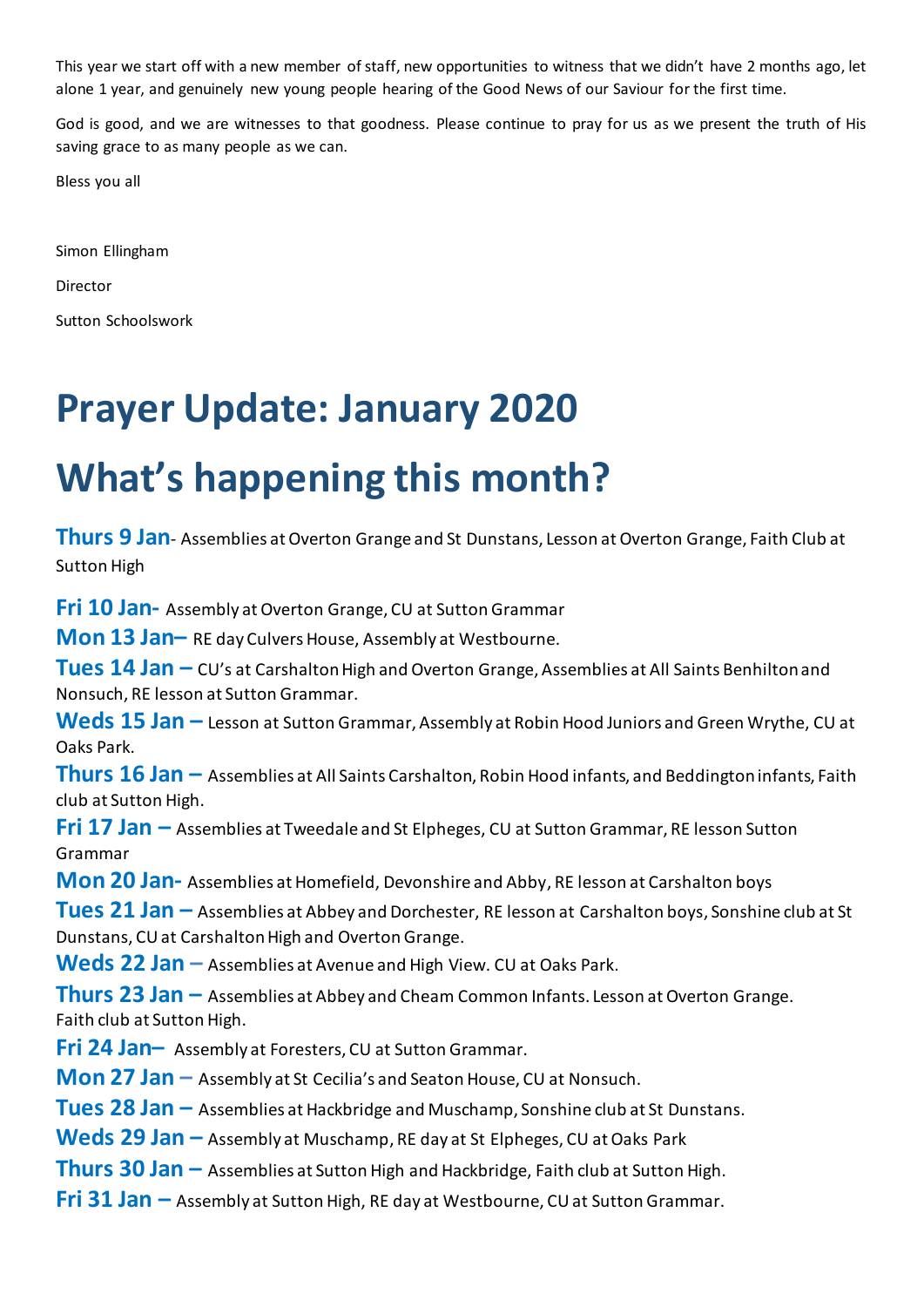This year we start off with a new member of staff, new opportunities to witness that we didn't have 2 months ago, let alone 1 year, and genuinely new young people hearing of the Good News of our Saviour for the first time.

God is good, and we are witnesses to that goodness. Please continue to pray for us as we present the truth of His saving grace to as many people as we can.

Bless you all

Simon Ellingham

Director

Sutton Schoolswork

# Prayer Update: January 2020

# What's happening this month?

**Thurs 9 Jan**- Assemblies at Overton Grange and St Dunstans, Lesson at Overton Grange, Faith Club at Sutton High

**Fri 10 Jan-** Assembly at Overton Grange, CU at Sutton Grammar

**Mon 13 Jan–** RE day Culvers House, Assembly at Westbourne.

**Tues 14 Jan –** CU's at Carshalton High and Overton Grange, Assemblies at All Saints Benhilton and Nonsuch, RE lesson at Sutton Grammar.

**Weds 15 Jan –** Lesson at Sutton Grammar, Assembly at Robin Hood Juniors and Green Wrythe, CU at Oaks Park.

**Thurs 16 Jan –** Assemblies at All Saints Carshalton, Robin Hood infants, and Beddington infants, Faith club at Sutton High.

**Fri 17 Jan –** Assemblies at Tweedale and St Elpheges, CU at Sutton Grammar, RE lesson Sutton Grammar

**Mon 20 Jan-** Assemblies at Homefield, Devonshire and Abby, RE lesson at Carshalton boys

**Tues 21 Jan –** Assemblies at Abbey and Dorchester, RE lesson at Carshalton boys, Sonshine club at St Dunstans, CU at Carshalton High and Overton Grange.

**Weds 22 Jan –** Assemblies at Avenue and High View. CU at Oaks Park.

**Thurs 23 Jan –** Assemblies at Abbey and Cheam Common Infants. Lesson at Overton Grange. Faith club at Sutton High.

**Fri 24 Jan–** Assembly at Foresters, CU at Sutton Grammar.

**Mon 27 Jan –** Assembly at St Cecilia's and Seaton House, CU at Nonsuch.

**Tues 28 Jan –** Assemblies at Hackbridge and Muschamp, Sonshine club at St Dunstans.

**Weds 29 Jan –** Assembly at Muschamp, RE day at St Elpheges, CU at Oaks Park

**Thurs 30 Jan –** Assemblies at Sutton High and Hackbridge, Faith club at Sutton High.

**Fri 31 Jan –** Assembly at Sutton High, RE day at Westbourne, CU at Sutton Grammar.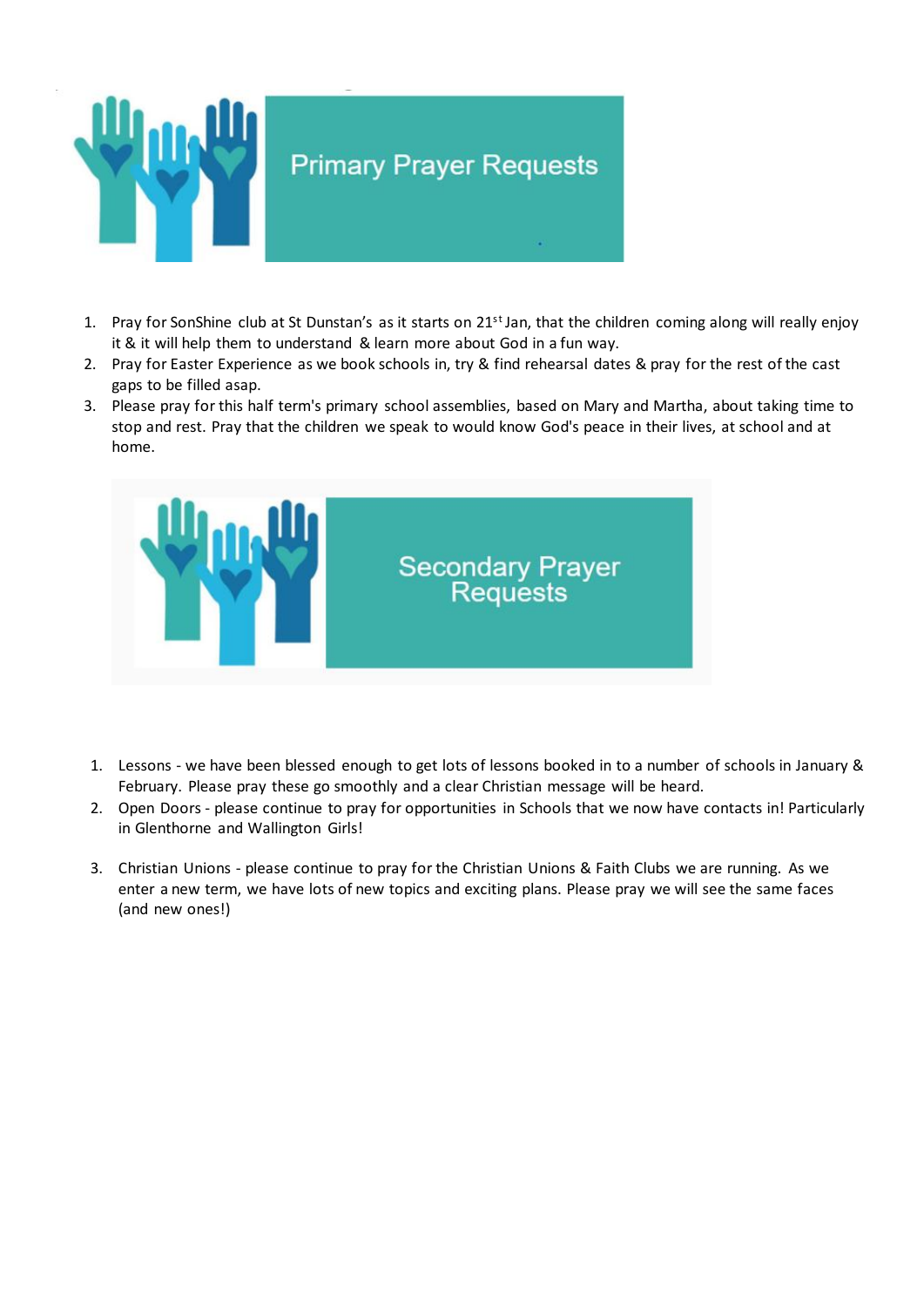## Primary Prayer Requests

1. Pray for SonShine club at St Dunstan's as it starts on 21st Jan, that the children coming along will really enjoy it & it will help them to understand & learn more about God in a fun way.
2. Pray for Easter Experience as we book schools in, try & find rehearsal dates & pray for the rest of the cast gaps to be filled asap.
3. Please pray for this half term's primary school assemblies, based on Mary and Martha, about taking time to stop and rest. Pray that the children we speak to would know God's peace in their lives, at school and at home.

## Secondary Prayer Requests

1. Lessons - we have been blessed enough to get lots of lessons booked in to a number of schools in January & February. Please pray these go smoothly and a clear Christian message will be heard.
2. Open Doors - please continue to pray for opportunities in Schools that we now have contacts in! Particularly in Glenthorne and Wallington Girls!
3. Christian Unions - please continue to pray for the Christian Unions & Faith Clubs we are running. As we enter a new term, we have lots of new topics and exciting plans. Please pray we will see the same faces (and new ones!)